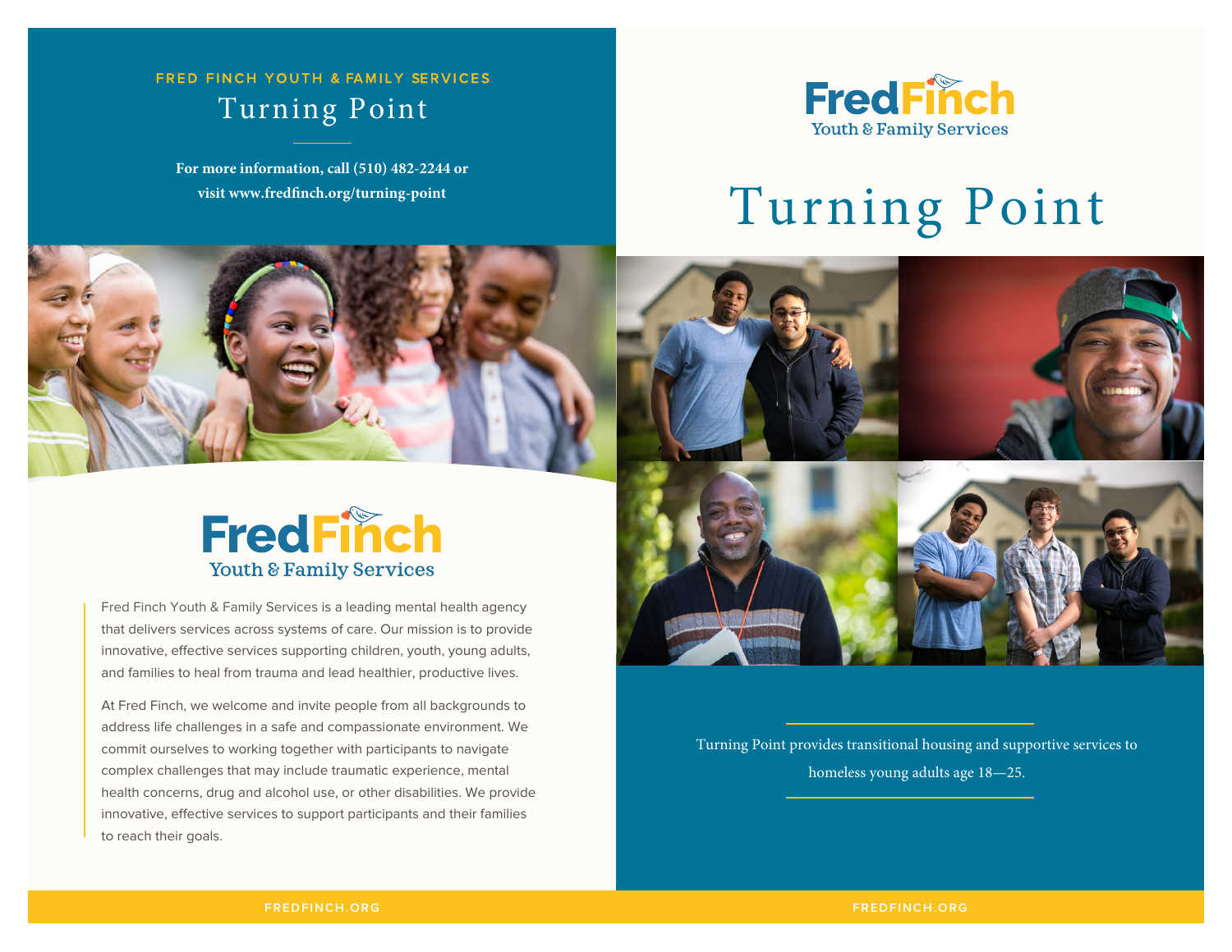FRED FINCH YOUTH & FAMILY SERVICES

# Turning Point

**For more information, call (510) 482-2244 or visit www.fredfinch.org/turning-point**

FredFinch Youth & Family Services

Fred Finch Youth & Family Services is a leading mental health agency that delivers services across systems of care. Our mission is to provide innovative, effective services supporting children, youth, young adults, and families to heal from trauma and lead healthier, productive lives.

At Fred Finch, we welcome and invite people from all backgrounds to address life challenges in a safe and compassionate environment. We commit ourselves to working together with participants to navigate complex challenges that may include traumatic experience, mental health concerns, drug and alcohol use, or other disabilities. We provide innovative, effective services to support participants and their families to reach their goals.

FREDFINCH.ORG

FredFinch Youth & Family Services

# Turning Point

Turning Point provides transitional housing and supportive services to homeless young adults age 18—25.

FREDFINCH.ORG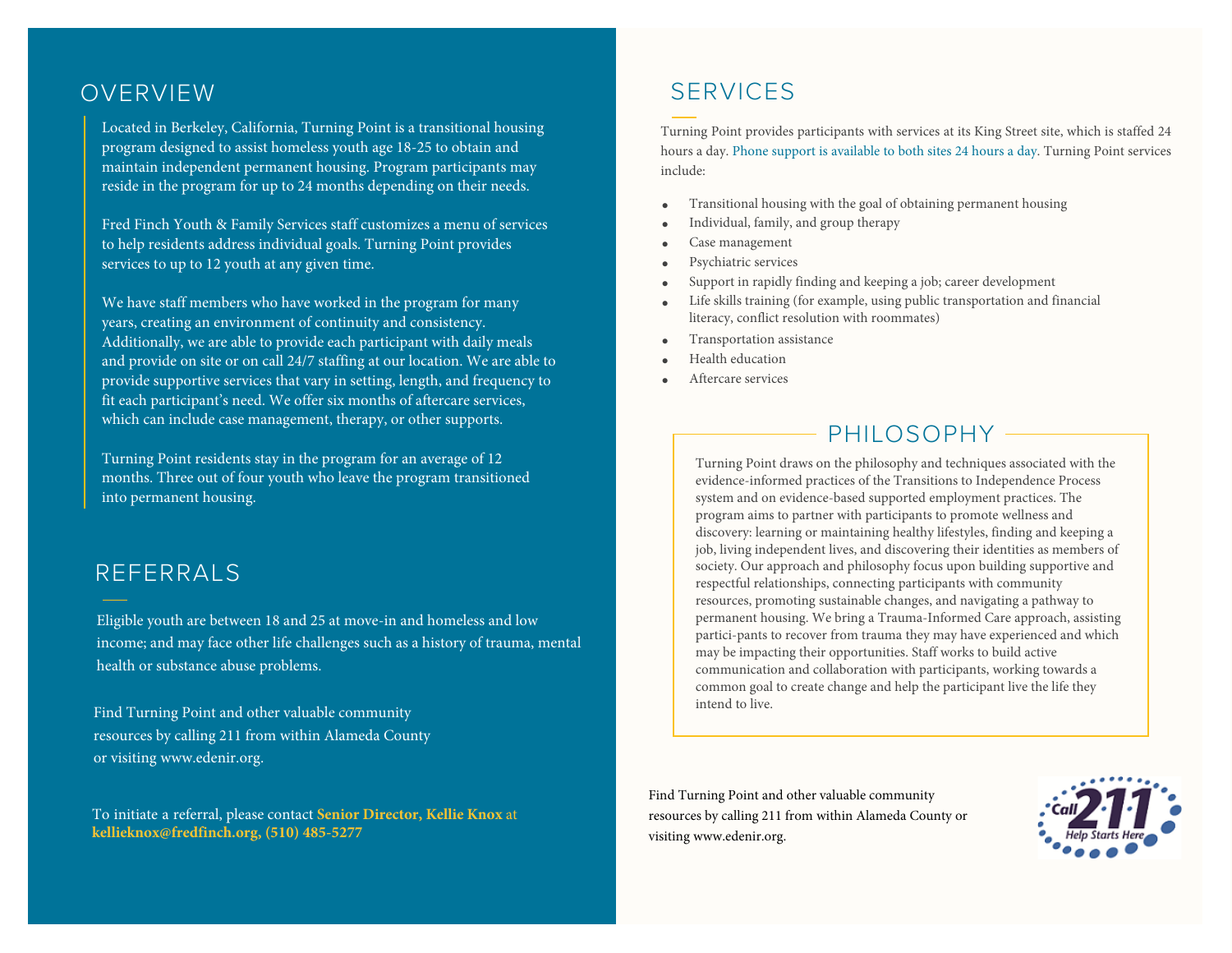## OVERVIEW

Located in Berkeley, California, Turning Point is a transitional housing program designed to assist homeless youth age 18-25 to obtain and maintain independent permanent housing. Program participants may reside in the program for up to 24 months depending on their needs.

Fred Finch Youth & Family Services staff customizes a menu of services to help residents address individual goals. Turning Point provides services to up to 12 youth at any given time.

We have staff members who have worked in the program for many years, creating an environment of continuity and consistency. Additionally, we are able to provide each participant with daily meals and provide on site or on call 24/7 staffing at our location. We are able to provide supportive services that vary in setting, length, and frequency to fit each participant's need. We offer six months of aftercare services, which can include case management, therapy, or other supports.

Turning Point residents stay in the program for an average of 12 months. Three out of four youth who leave the program transitioned into permanent housing.

## REFERRALS

Eligible youth are between 18 and 25 at move-in and homeless and low income; and may face other life challenges such as a history of trauma, mental health or substance abuse problems.

Find Turning Point and other valuable community resources by calling 211 from within Alameda County or visiting www.edenir.org.

To initiate a referral, please contact **Senior Director, Kellie Knox** at **kellieknox@fredfinch.org, (510) 485-5277**

## SERVICES

Turning Point provides participants with services at its King Street site, which is staffed 24 hours a day. Phone support is available to both sites 24 hours a day. Turning Point services include:

- Transitional housing with the goal of obtaining permanent housing
- Individual, family, and group therapy
- Case management
- Psychiatric services
- Support in rapidly finding and keeping a job; career development
- Life skills training (for example, using public transportation and financial literacy, conflict resolution with roommates)
- Transportation assistance
- Health education
- Aftercare services

## PHILOSOPHY

Turning Point draws on the philosophy and techniques associated with the evidence-informed practices of the Transitions to Independence Process system and on evidence-based supported employment practices. The program aims to partner with participants to promote wellness and discovery: learning or maintaining healthy lifestyles, finding and keeping a job, living independent lives, and discovering their identities as members of society. Our approach and philosophy focus upon building supportive and respectful relationships, connecting participants with community resources, promoting sustainable changes, and navigating a pathway to permanent housing. We bring a Trauma-Informed Care approach, assisting partici-pants to recover from trauma they may have experienced and which may be impacting their opportunities. Staff works to build active communication and collaboration with participants, working towards a common goal to create change and help the participant live the life they intend to live.

Find Turning Point and other valuable community resources by calling 211 from within Alameda County or visiting www.edenir.org.

Call 211 Help Starts Here